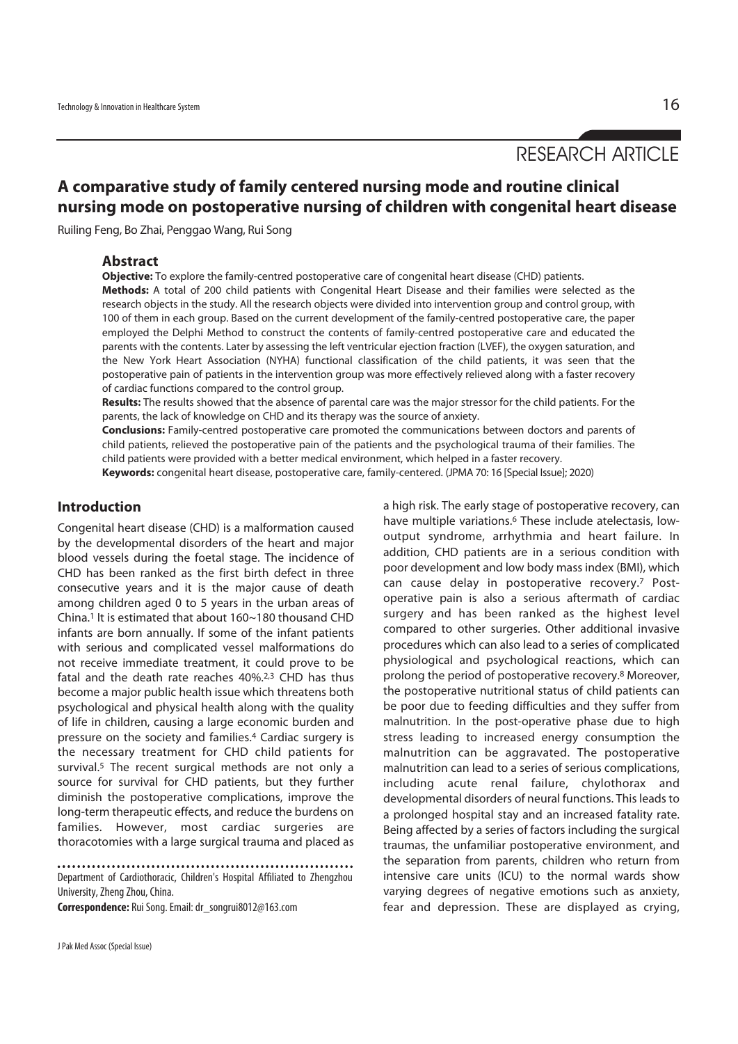RESEARCH ARTICLE

# A comparative study of family centered nursing mode and routine clinical nursing mode on postoperative nursing of children with congenital heart disease

Ruiling Feng, Bo Zhai, Penggao Wang, Rui Song

## Abstract

**Objective:** To explore the family-centred postoperative care of congenital heart disease (CHD) patients.

**Methods:** A total of 200 child patients with Congenital Heart Disease and their families were selected as the research objects in the study. All the research objects were divided into intervention group and control group, with 100 of them in each group. Based on the current development of the family-centred postoperative care, the paper employed the Delphi Method to construct the contents of family-centred postoperative care and educated the parents with the contents. Later by assessing the left ventricular ejection fraction (LVEF), the oxygen saturation, and the New York Heart Association (NYHA) functional classification of the child patients, it was seen that the postoperative pain of patients in the intervention group was more effectively relieved along with a faster recovery of cardiac functions compared to the control group.

**Results:** The results showed that the absence of parental care was the major stressor for the child patients. For the parents, the lack of knowledge on CHD and its therapy was the source of anxiety.

**Conclusions:** Family-centred postoperative care promoted the communications between doctors and parents of child patients, relieved the postoperative pain of the patients and the psychological trauma of their families. The child patients were provided with a better medical environment, which helped in a faster recovery.

**Keywords:** congenital heart disease, postoperative care, family-centered. (JPMA 70: 16 [Special Issue]; 2020)

## Introduction

Congenital heart disease (CHD) is a malformation caused by the developmental disorders of the heart and major blood vessels during the foetal stage. The incidence of CHD has been ranked as the first birth defect in three consecutive years and it is the major cause of death among children aged 0 to 5 years in the urban areas of China.[1] It is estimated that about 160~180 thousand CHD infants are born annually. If some of the infant patients with serious and complicated vessel malformations do not receive immediate treatment, it could prove to be fatal and the death rate reaches 40%.[2,3] CHD has thus become a major public health issue which threatens both psychological and physical health along with the quality of life in children, causing a large economic burden and pressure on the society and families.[4] Cardiac surgery is the necessary treatment for CHD child patients for survival.[5] The recent surgical methods are not only a source for survival for CHD patients, but they further diminish the postoperative complications, improve the long-term therapeutic effects, and reduce the burdens on families. However, most cardiac surgeries are thoracotomies with a large surgical trauma and placed as a high risk. The early stage of postoperative recovery, can have multiple variations.[6] These include atelectasis, low-output syndrome, arrhythmia and heart failure. In addition, CHD patients are in a serious condition with poor development and low body mass index (BMI), which can cause delay in postoperative recovery.[7] Post-operative pain is also a serious aftermath of cardiac surgery and has been ranked as the highest level compared to other surgeries. Other additional invasive procedures which can also lead to a series of complicated physiological and psychological reactions, which can prolong the period of postoperative recovery.[8] Moreover, the postoperative nutritional status of child patients can be poor due to feeding difficulties and they suffer from malnutrition. In the post-operative phase due to high stress leading to increased energy consumption the malnutrition can be aggravated. The postoperative malnutrition can lead to a series of serious complications, including acute renal failure, chylothorax and developmental disorders of neural functions. This leads to a prolonged hospital stay and an increased fatality rate. Being affected by a series of factors including the surgical traumas, the unfamiliar postoperative environment, and the separation from parents, children who return from intensive care units (ICU) to the normal wards show varying degrees of negative emotions such as anxiety, fear and depression. These are displayed as crying,

Department of Cardiothoracic, Children's Hospital Affiliated to Zhengzhou University, Zheng Zhou, China.

**Correspondence:** Rui Song. Email: dr_songrui8012@163.com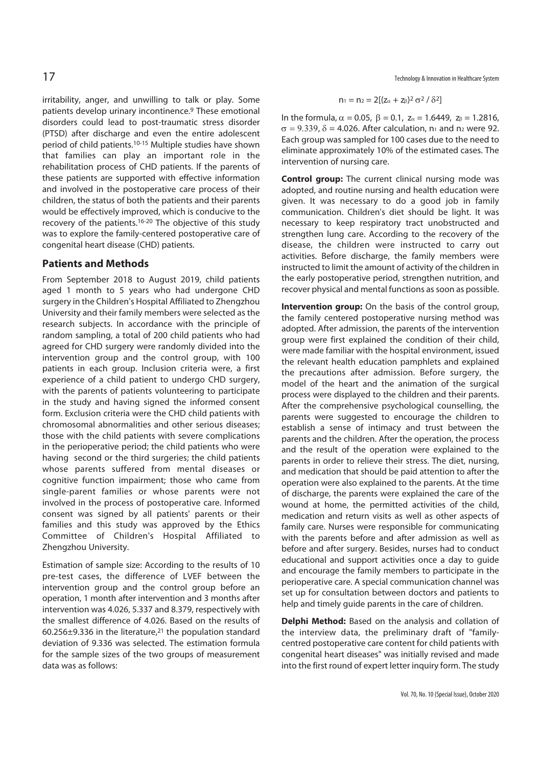irritability, anger, and unwilling to talk or play. Some patients develop urinary incontinence.[9] These emotional disorders could lead to post-traumatic stress disorder (PTSD) after discharge and even the entire adolescent period of child patients.[10-15] Multiple studies have shown that families can play an important role in the rehabilitation process of CHD patients. If the parents of these patients are supported with effective information and involved in the postoperative care process of their children, the status of both the patients and their parents would be effectively improved, which is conducive to the recovery of the patients.[16-20] The objective of this study was to explore the family-centered postoperative care of congenital heart disease (CHD) patients.

## Patients and Methods

From September 2018 to August 2019, child patients aged 1 month to 5 years who had undergone CHD surgery in the Children's Hospital Affiliated to Zhengzhou University and their family members were selected as the research subjects. In accordance with the principle of random sampling, a total of 200 child patients who had agreed for CHD surgery were randomly divided into the intervention group and the control group, with 100 patients in each group. Inclusion criteria were, a first experience of a child patient to undergo CHD surgery, with the parents of patients volunteering to participate in the study and having signed the informed consent form. Exclusion criteria were the CHD child patients with chromosomal abnormalities and other serious diseases; those with the child patients with severe complications in the perioperative period; the child patients who were having second or the third surgeries; the child patients whose parents suffered from mental diseases or cognitive function impairment; those who came from single-parent families or whose parents were not involved in the process of postoperative care. Informed consent was signed by all patients' parents or their families and this study was approved by the Ethics Committee of Children's Hospital Affiliated to Zhengzhou University.

Estimation of sample size: According to the results of 10 pre-test cases, the difference of LVEF between the intervention group and the control group before an operation, 1 month after intervention and 3 months after intervention was 4.026, 5.337 and 8.379, respectively with the smallest difference of 4.026. Based on the results of 60.256±9.336 in the literature,[21] the population standard deviation of 9.336 was selected. The estimation formula for the sample sizes of the two groups of measurement data was as follows:

$$n_1 = n_2 = 2[(z_\alpha + z_\beta)^2 \sigma^2 / \delta^2]$$

In the formula, $\alpha = 0.05$, $\beta = 0.1$, $z_\alpha = 1.6449$, $z_\beta = 1.2816$, $\sigma = 9.339$, $\delta = 4.026$. After calculation, $n_1$ and $n_2$ were 92. Each group was sampled for 100 cases due to the need to eliminate approximately 10% of the estimated cases. The intervention of nursing care.

**Control group:** The current clinical nursing mode was adopted, and routine nursing and health education were given. It was necessary to do a good job in family communication. Children's diet should be light. It was necessary to keep respiratory tract unobstructed and strengthen lung care. According to the recovery of the disease, the children were instructed to carry out activities. Before discharge, the family members were instructed to limit the amount of activity of the children in the early postoperative period, strengthen nutrition, and recover physical and mental functions as soon as possible.

**Intervention group:** On the basis of the control group, the family centered postoperative nursing method was adopted. After admission, the parents of the intervention group were first explained the condition of their child, were made familiar with the hospital environment, issued the relevant health education pamphlets and explained the precautions after admission. Before surgery, the model of the heart and the animation of the surgical process were displayed to the children and their parents. After the comprehensive psychological counselling, the parents were suggested to encourage the children to establish a sense of intimacy and trust between the parents and the children. After the operation, the process and the result of the operation were explained to the parents in order to relieve their stress. The diet, nursing, and medication that should be paid attention to after the operation were also explained to the parents. At the time of discharge, the parents were explained the care of the wound at home, the permitted activities of the child, medication and return visits as well as other aspects of family care. Nurses were responsible for communicating with the parents before and after admission as well as before and after surgery. Besides, nurses had to conduct educational and support activities once a day to guide and encourage the family members to participate in the perioperative care. A special communication channel was set up for consultation between doctors and patients to help and timely guide parents in the care of children.

**Delphi Method:** Based on the analysis and collation of the interview data, the preliminary draft of "family-centred postoperative care content for child patients with congenital heart diseases" was initially revised and made into the first round of expert letter inquiry form. The study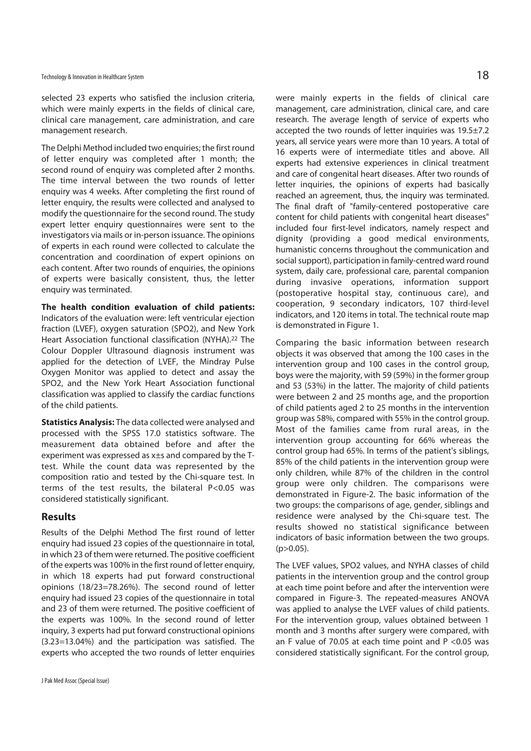selected 23 experts who satisfied the inclusion criteria, which were mainly experts in the fields of clinical care, clinical care management, care administration, and care management research.

The Delphi Method included two enquiries; the first round of letter enquiry was completed after 1 month; the second round of enquiry was completed after 2 months. The time interval between the two rounds of letter enquiry was 4 weeks. After completing the first round of letter enquiry, the results were collected and analysed to modify the questionnaire for the second round. The study expert letter enquiry questionnaires were sent to the investigators via mails or in-person issuance. The opinions of experts in each round were collected to calculate the concentration and coordination of expert opinions on each content. After two rounds of enquiries, the opinions of experts were basically consistent, thus, the letter enquiry was terminated.

**The health condition evaluation of child patients:** Indicators of the evaluation were: left ventricular ejection fraction (LVEF), oxygen saturation (SPO2), and New York Heart Association functional classification (NYHA).[22] The Colour Doppler Ultrasound diagnosis instrument was applied for the detection of LVEF, the Mindray Pulse Oxygen Monitor was applied to detect and assay the SPO2, and the New York Heart Association functional classification was applied to classify the cardiac functions of the child patients.

**Statistics Analysis:** The data collected were analysed and processed with the SPSS 17.0 statistics software. The measurement data obtained before and after the experiment was expressed as $x \pm s$ and compared by the T-test. While the count data was represented by the composition ratio and tested by the Chi-square test. In terms of the test results, the bilateral $P<0.05$ was considered statistically significant.

## Results

Results of the Delphi Method The first round of letter enquiry had issued 23 copies of the questionnaire in total, in which 23 of them were returned. The positive coefficient of the experts was 100% in the first round of letter enquiry, in which 18 experts had put forward constructional opinions (18/23=78.26%). The second round of letter enquiry had issued 23 copies of the questionnaire in total and 23 of them were returned. The positive coefficient of the experts was 100%. In the second round of letter inquiry, 3 experts had put forward constructional opinions (3.23=13.04%) and the participation was satisfied. The experts who accepted the two rounds of letter enquiries were mainly experts in the fields of clinical care management, care administration, clinical care, and care research. The average length of service of experts who accepted the two rounds of letter inquiries was $19.5 \pm 7.2$ years, all service years were more than 10 years. A total of 16 experts were of intermediate titles and above. All experts had extensive experiences in clinical treatment and care of congenital heart diseases. After two rounds of letter inquiries, the opinions of experts had basically reached an agreement, thus, the inquiry was terminated. The final draft of "family-centered postoperative care content for child patients with congenital heart diseases" included four first-level indicators, namely respect and dignity (providing a good medical environments, humanistic concerns throughout the communication and social support), participation in family-centred ward round system, daily care, professional care, parental companion during invasive operations, information support (postoperative hospital stay, continuous care), and cooperation, 9 secondary indicators, 107 third-level indicators, and 120 items in total. The technical route map is demonstrated in Figure 1.

Comparing the basic information between research objects it was observed that among the 100 cases in the intervention group and 100 cases in the control group, boys were the majority, with 59 (59%) in the former group and 53 (53%) in the latter. The majority of child patients were between 2 and 25 months age, and the proportion of child patients aged 2 to 25 months in the intervention group was 58%, compared with 55% in the control group. Most of the families came from rural areas, in the intervention group accounting for 66% whereas the control group had 65%. In terms of the patient's siblings, 85% of the child patients in the intervention group were only children, while 87% of the children in the control group were only children. The comparisons were demonstrated in Figure-2. The basic information of the two groups: the comparisons of age, gender, siblings and residence were analysed by the Chi-square test. The results showed no statistical significance between indicators of basic information between the two groups. ($p>0.05$).

The LVEF values, SPO2 values, and NYHA classes of child patients in the intervention group and the control group at each time point before and after the intervention were compared in Figure-3. The repeated-measures ANOVA was applied to analyse the LVEF values of child patients. For the intervention group, values obtained between 1 month and 3 months after surgery were compared, with an F value of 70.05 at each time point and $P<0.05$ was considered statistically significant. For the control group,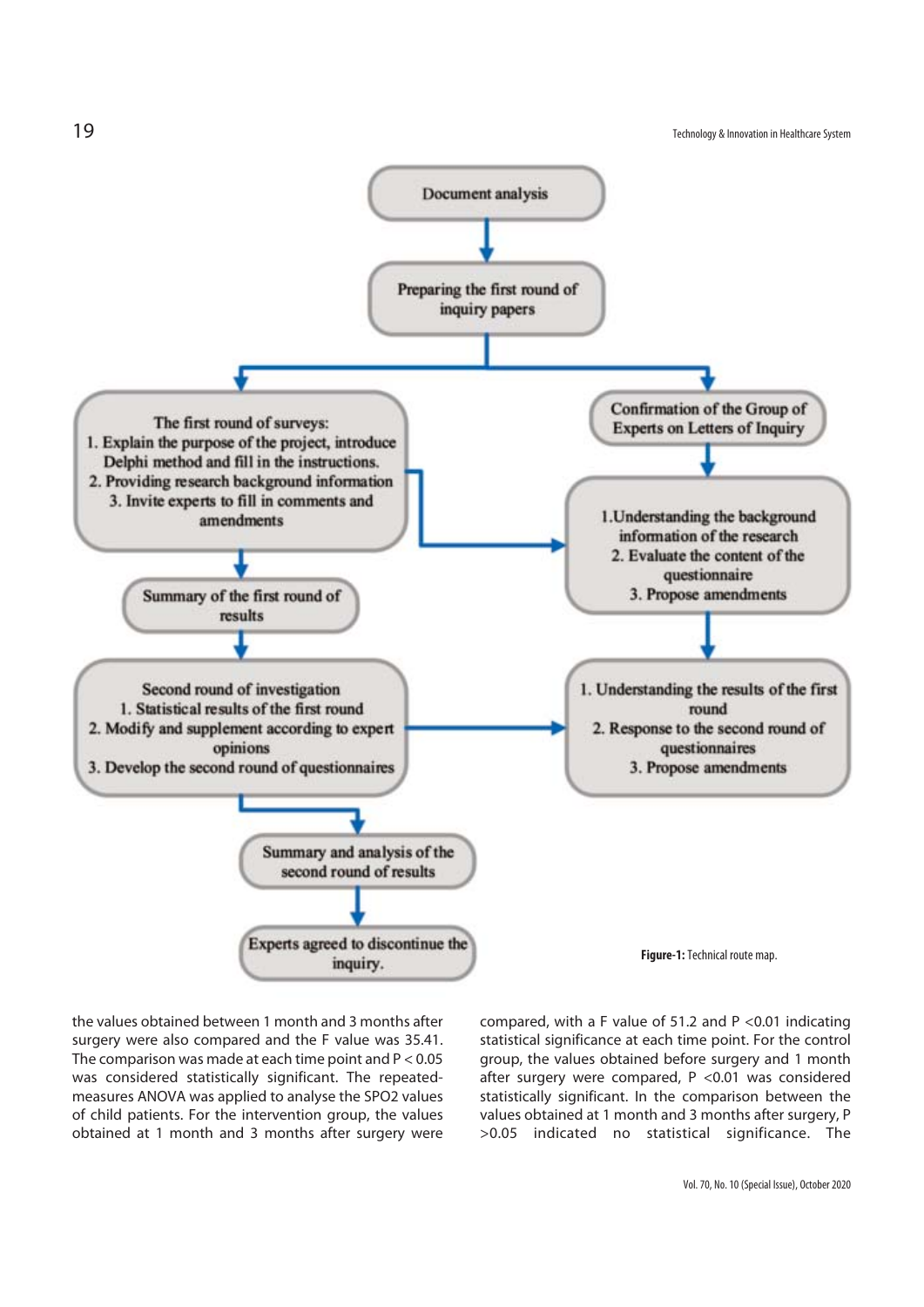Document analysis

Preparing the first round of inquiry papers

The first round of surveys:
1. Explain the purpose of the project, introduce Delphi method and fill in the instructions.
2. Providing research background information
3. Invite experts to fill in comments and amendments

Confirmation of the Group of Experts on Letters of Inquiry

1. Understanding the background information of the research
2. Evaluate the content of the questionnaire
3. Propose amendments

Summary of the first round of results

Second round of investigation
1. Statistical results of the first round
2. Modify and supplement according to expert opinions
3. Develop the second round of questionnaires

1. Understanding the results of the first round
2. Response to the second round of questionnaires
3. Propose amendments

Summary and analysis of the second round of results

Experts agreed to discontinue the inquiry.

**Figure-1:** Technical route map.

the values obtained between 1 month and 3 months after surgery were also compared and the F value was 35.41. The comparison was made at each time point and $P < 0.05$ was considered statistically significant. The repeated-measures ANOVA was applied to analyse the SPO2 values of child patients. For the intervention group, the values obtained at 1 month and 3 months after surgery were compared, with a F value of 51.2 and $P < 0.01$ indicating statistical significance at each time point. For the control group, the values obtained before surgery and 1 month after surgery were compared, $P < 0.01$ was considered statistically significant. In the comparison between the values obtained at 1 month and 3 months after surgery, $P > 0.05$ indicated no statistical significance. The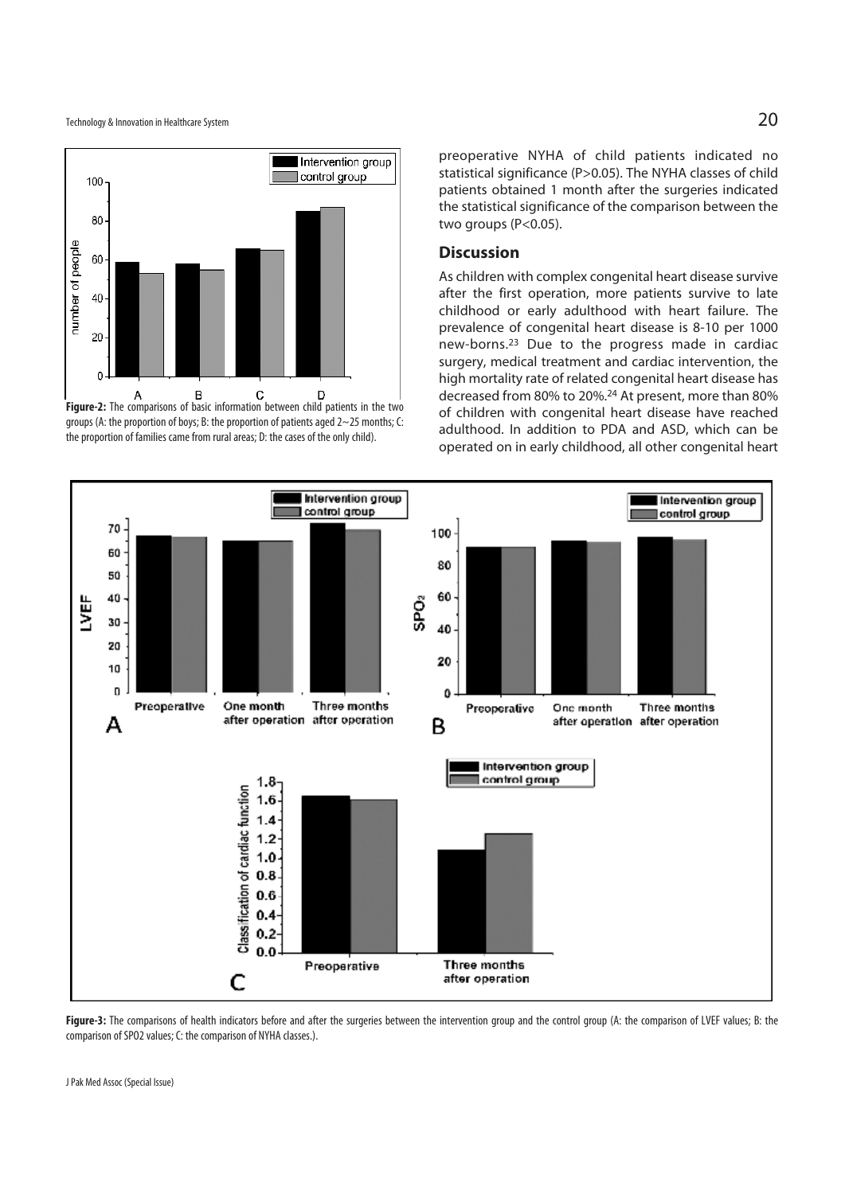preoperative NYHA of child patients indicated no statistical significance (P>0.05). The NYHA classes of child patients obtained 1 month after the surgeries indicated the statistical significance of the comparison between the two groups (P<0.05).

**Figure-2:** The comparisons of basic information between child patients in the two groups (A: the proportion of boys; B: the proportion of patients aged 2~25 months; C: the proportion of families came from rural areas; D: the cases of the only child).

## Discussion

As children with complex congenital heart disease survive after the first operation, more patients survive to late childhood or early adulthood with heart failure. The prevalence of congenital heart disease is 8-10 per 1000 new-borns.[23] Due to the progress made in cardiac surgery, medical treatment and cardiac intervention, the high mortality rate of related congenital heart disease has decreased from 80% to 20%.[24] At present, more than 80% of children with congenital heart disease have reached adulthood. In addition to PDA and ASD, which can be operated on in early childhood, all other congenital heart

**Figure-3:** The comparisons of health indicators before and after the surgeries between the intervention group and the control group (A: the comparison of LVEF values; B: the comparison of SPO2 values; C: the comparison of NYHA classes.).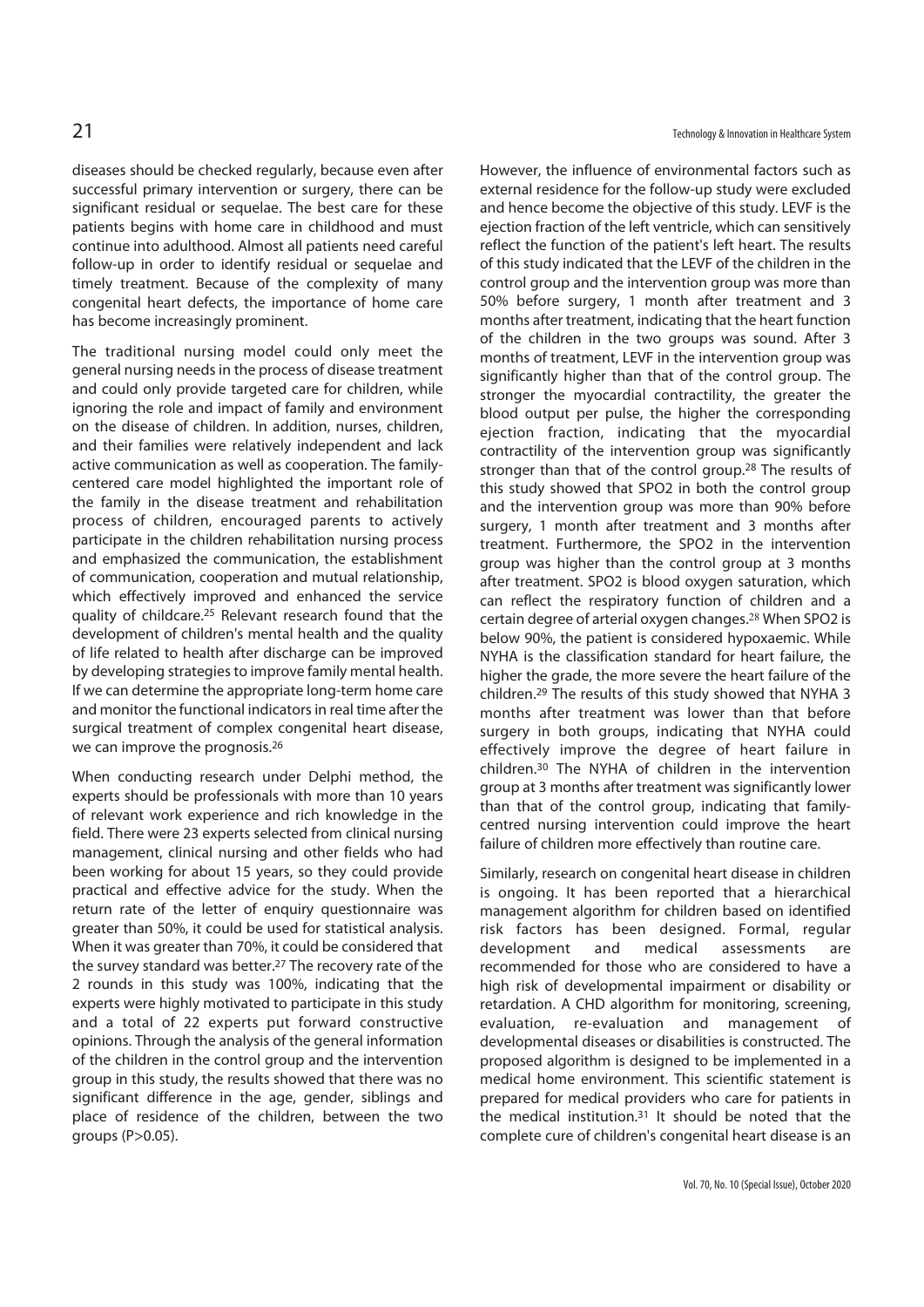diseases should be checked regularly, because even after successful primary intervention or surgery, there can be significant residual or sequelae. The best care for these patients begins with home care in childhood and must continue into adulthood. Almost all patients need careful follow-up in order to identify residual or sequelae and timely treatment. Because of the complexity of many congenital heart defects, the importance of home care has become increasingly prominent.

The traditional nursing model could only meet the general nursing needs in the process of disease treatment and could only provide targeted care for children, while ignoring the role and impact of family and environment on the disease of children. In addition, nurses, children, and their families were relatively independent and lack active communication as well as cooperation. The family-centered care model highlighted the important role of the family in the disease treatment and rehabilitation process of children, encouraged parents to actively participate in the children rehabilitation nursing process and emphasized the communication, the establishment of communication, cooperation and mutual relationship, which effectively improved and enhanced the service quality of childcare.[25] Relevant research found that the development of children's mental health and the quality of life related to health after discharge can be improved by developing strategies to improve family mental health. If we can determine the appropriate long-term home care and monitor the functional indicators in real time after the surgical treatment of complex congenital heart disease, we can improve the prognosis.[26]

When conducting research under Delphi method, the experts should be professionals with more than 10 years of relevant work experience and rich knowledge in the field. There were 23 experts selected from clinical nursing management, clinical nursing and other fields who had been working for about 15 years, so they could provide practical and effective advice for the study. When the return rate of the letter of enquiry questionnaire was greater than 50%, it could be used for statistical analysis. When it was greater than 70%, it could be considered that the survey standard was better.[27] The recovery rate of the 2 rounds in this study was 100%, indicating that the experts were highly motivated to participate in this study and a total of 22 experts put forward constructive opinions. Through the analysis of the general information of the children in the control group and the intervention group in this study, the results showed that there was no significant difference in the age, gender, siblings and place of residence of the children, between the two groups ($P>0.05$).

However, the influence of environmental factors such as external residence for the follow-up study were excluded and hence become the objective of this study. LEVF is the ejection fraction of the left ventricle, which can sensitively reflect the function of the patient's left heart. The results of this study indicated that the LEVF of the children in the control group and the intervention group was more than 50% before surgery, 1 month after treatment and 3 months after treatment, indicating that the heart function of the children in the two groups was sound. After 3 months of treatment, LEVF in the intervention group was significantly higher than that of the control group. The stronger the myocardial contractility, the greater the blood output per pulse, the higher the corresponding ejection fraction, indicating that the myocardial contractility of the intervention group was significantly stronger than that of the control group.[28] The results of this study showed that SPO2 in both the control group and the intervention group was more than 90% before surgery, 1 month after treatment and 3 months after treatment. Furthermore, the SPO2 in the intervention group was higher than the control group at 3 months after treatment. SPO2 is blood oxygen saturation, which can reflect the respiratory function of children and a certain degree of arterial oxygen changes.[28] When SPO2 is below 90%, the patient is considered hypoxaemic. While NYHA is the classification standard for heart failure, the higher the grade, the more severe the heart failure of the children.[29] The results of this study showed that NYHA 3 months after treatment was lower than that before surgery in both groups, indicating that NYHA could effectively improve the degree of heart failure in children.[30] The NYHA of children in the intervention group at 3 months after treatment was significantly lower than that of the control group, indicating that family-centred nursing intervention could improve the heart failure of children more effectively than routine care.

Similarly, research on congenital heart disease in children is ongoing. It has been reported that a hierarchical management algorithm for children based on identified risk factors has been designed. Formal, regular development and medical assessments are recommended for those who are considered to have a high risk of developmental impairment or disability or retardation. A CHD algorithm for monitoring, screening, evaluation, re-evaluation and management of developmental diseases or disabilities is constructed. The proposed algorithm is designed to be implemented in a medical home environment. This scientific statement is prepared for medical providers who care for patients in the medical institution.[31] It should be noted that the complete cure of children's congenital heart disease is an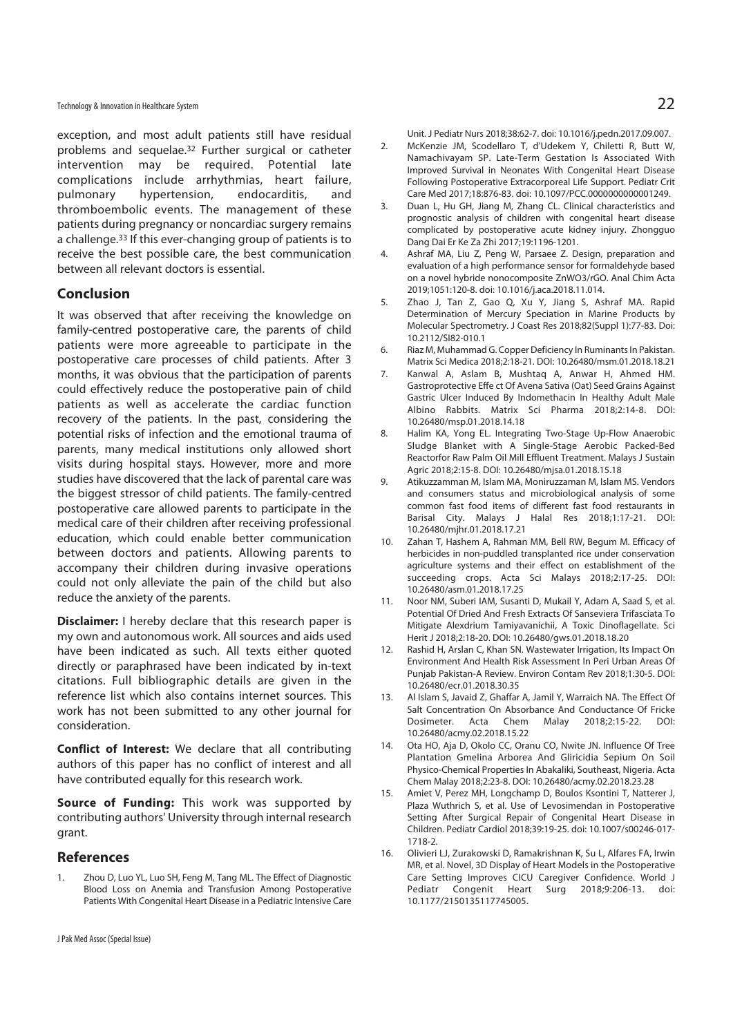exception, and most adult patients still have residual problems and sequelae.[32] Further surgical or catheter intervention may be required. Potential late complications include arrhythmias, heart failure, pulmonary hypertension, endocarditis, and thromboembolic events. The management of these patients during pregnancy or noncardiac surgery remains a challenge.[33] If this ever-changing group of patients is to receive the best possible care, the best communication between all relevant doctors is essential.

## Conclusion

It was observed that after receiving the knowledge on family-centred postoperative care, the parents of child patients were more agreeable to participate in the postoperative care processes of child patients. After 3 months, it was obvious that the participation of parents could effectively reduce the postoperative pain of child patients as well as accelerate the cardiac function recovery of the patients. In the past, considering the potential risks of infection and the emotional trauma of parents, many medical institutions only allowed short visits during hospital stays. However, more and more studies have discovered that the lack of parental care was the biggest stressor of child patients. The family-centred postoperative care allowed parents to participate in the medical care of their children after receiving professional education, which could enable better communication between doctors and patients. Allowing parents to accompany their children during invasive operations could not only alleviate the pain of the child but also reduce the anxiety of the parents.

**Disclaimer:** I hereby declare that this research paper is my own and autonomous work. All sources and aids used have been indicated as such. All texts either quoted directly or paraphrased have been indicated by in-text citations. Full bibliographic details are given in the reference list which also contains internet sources. This work has not been submitted to any other journal for consideration.

**Conflict of Interest:** We declare that all contributing authors of this paper has no conflict of interest and all have contributed equally for this research work.

**Source of Funding:** This work was supported by contributing authors' University through internal research grant.

## References

1. Zhou D, Luo YL, Luo SH, Feng M, Tang ML. The Effect of Diagnostic Blood Loss on Anemia and Transfusion Among Postoperative Patients With Congenital Heart Disease in a Pediatric Intensive Care Unit. J Pediatr Nurs 2018;38:62-7. doi: 10.1016/j.pedn.2017.09.007.
2. McKenzie JM, Scodellaro T, d'Udekem Y, Chiletti R, Butt W, Namachivayam SP. Late-Term Gestation Is Associated With Improved Survival in Neonates With Congenital Heart Disease Following Postoperative Extracorporeal Life Support. Pediatr Crit Care Med 2017;18:876-83. doi: 10.1097/PCC.0000000000001249.
3. Duan L, Hu GH, Jiang M, Zhang CL. Clinical characteristics and prognostic analysis of children with congenital heart disease complicated by postoperative acute kidney injury. Zhongguo Dang Dai Er Ke Za Zhi 2017;19:1196-1201.
4. Ashraf MA, Liu Z, Peng W, Parsaee Z. Design, preparation and evaluation of a high performance sensor for formaldehyde based on a novel hybride nonocomposite ZnWO3/rGO. Anal Chim Acta 2019;1051:120-8. doi: 10.1016/j.aca.2018.11.014.
5. Zhao J, Tan Z, Gao Q, Xu Y, Jiang S, Ashraf MA. Rapid Determination of Mercury Speciation in Marine Products by Molecular Spectrometry. J Coast Res 2018;82(Suppl 1):77-83. Doi: 10.2112/SI82-010.1
6. Riaz M, Muhammad G. Copper Deficiency In Ruminants In Pakistan. Matrix Sci Medica 2018;2:18-21. DOI: 10.26480/msm.01.2018.18.21
7. Kanwal A, Aslam B, Mushtaq A, Anwar H, Ahmed HM. Gastroprotective Effe ct Of Avena Sativa (Oat) Seed Grains Against Gastric Ulcer Induced By Indomethacin In Healthy Adult Male Albino Rabbits. Matrix Sci Pharma 2018;2:14-8. DOI: 10.26480/msp.01.2018.14.18
8. Halim KA, Yong EL. Integrating Two-Stage Up-Flow Anaerobic Sludge Blanket with A Single-Stage Aerobic Packed-Bed Reactorfor Raw Palm Oil Mill Effluent Treatment. Malays J Sustain Agric 2018;2:15-8. DOI: 10.26480/mjsa.01.2018.15.18
9. Atikuzzamman M, Islam MA, Moniruzzaman M, Islam MS. Vendors and consumers status and microbiological analysis of some common fast food items of different fast food restaurants in Barisal City. Malays J Halal Res 2018;1:17-21. DOI: 10.26480/mjhr.01.2018.17.21
10. Zahan T, Hashem A, Rahman MM, Bell RW, Begum M. Efficacy of herbicides in non-puddled transplanted rice under conservation agriculture systems and their effect on establishment of the succeeding crops. Acta Sci Malays 2018;2:17-25. DOI: 10.26480/asm.01.2018.17.25
11. Noor NM, Suberi IAM, Susanti D, Mukail Y, Adam A, Saad S, et al. Potential Of Dried And Fresh Extracts Of Sanseviera Trifasciata To Mitigate Alexdrium Tamiyavanichii, A Toxic Dinoflagellate. Sci Herit J 2018;2:18-20. DOI: 10.26480/gws.01.2018.18.20
12. Rashid H, Arslan C, Khan SN. Wastewater Irrigation, Its Impact On Environment And Health Risk Assessment In Peri Urban Areas Of Punjab Pakistan-A Review. Environ Contam Rev 2018;1:30-5. DOI: 10.26480/ecr.01.2018.30.35
13. Al Islam S, Javaid Z, Ghaffar A, Jamil Y, Warraich NA. The Effect Of Salt Concentration On Absorbance And Conductance Of Fricke Dosimeter. Acta Chem Malay 2018;2:15-22. DOI: 10.26480/acmy.02.2018.15.22
14. Ota HO, Aja D, Okolo CC, Oranu CO, Nwite JN. Influence Of Tree Plantation Gmelina Arborea And Gliricidia Sepium On Soil Physico-Chemical Properties In Abakaliki, Southeast, Nigeria. Acta Chem Malay 2018;2:23-8. DOI: 10.26480/acmy.02.2018.23.28
15. Amiet V, Perez MH, Longchamp D, Boulos Ksontini T, Natterer J, Plaza Wuthrich S, et al. Use of Levosimendan in Postoperative Setting After Surgical Repair of Congenital Heart Disease in Children. Pediatr Cardiol 2018;39:19-25. doi: 10.1007/s00246-017-1718-2.
16. Olivieri LJ, Zurakowski D, Ramakrishnan K, Su L, Alfares FA, Irwin MR, et al. Novel, 3D Display of Heart Models in the Postoperative Care Setting Improves CICU Caregiver Confidence. World J Pediatr Congenit Heart Surg 2018;9:206-13. doi: 10.1177/2150135117745005.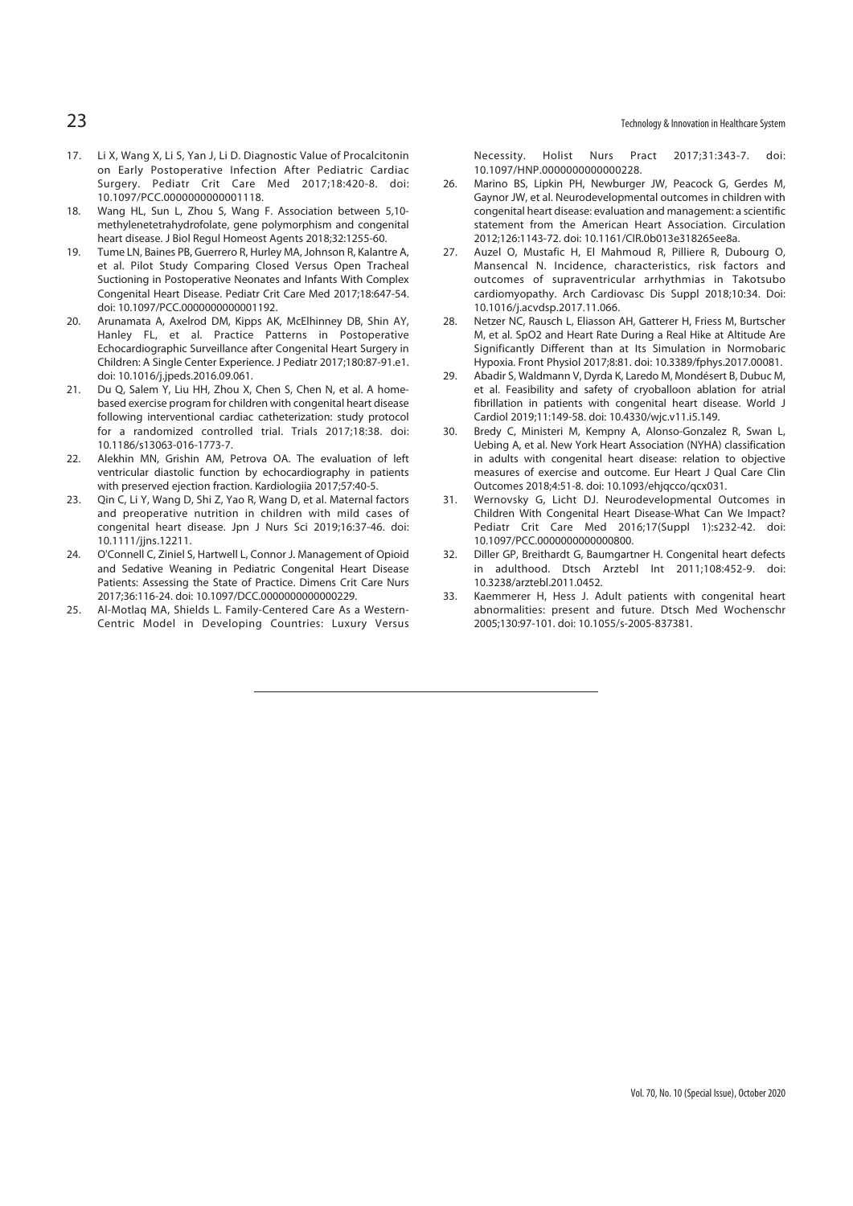17. Li X, Wang X, Li S, Yan J, Li D. Diagnostic Value of Procalcitonin on Early Postoperative Infection After Pediatric Cardiac Surgery. Pediatr Crit Care Med 2017;18:420-8. doi: 10.1097/PCC.0000000000001118.
18. Wang HL, Sun L, Zhou S, Wang F. Association between 5,10-methylenetetrahydrofolate, gene polymorphism and congenital heart disease. J Biol Regul Homeost Agents 2018;32:1255-60.
19. Tume LN, Baines PB, Guerrero R, Hurley MA, Johnson R, Kalantre A, et al. Pilot Study Comparing Closed Versus Open Tracheal Suctioning in Postoperative Neonates and Infants With Complex Congenital Heart Disease. Pediatr Crit Care Med 2017;18:647-54. doi: 10.1097/PCC.0000000000001192.
20. Arunamata A, Axelrod DM, Kipps AK, McElhinney DB, Shin AY, Hanley FL, et al. Practice Patterns in Postoperative Echocardiographic Surveillance after Congenital Heart Surgery in Children: A Single Center Experience. J Pediatr 2017;180:87-91.e1. doi: 10.1016/j.jpeds.2016.09.061.
21. Du Q, Salem Y, Liu HH, Zhou X, Chen S, Chen N, et al. A home-based exercise program for children with congenital heart disease following interventional cardiac catheterization: study protocol for a randomized controlled trial. Trials 2017;18:38. doi: 10.1186/s13063-016-1773-7.
22. Alekhin MN, Grishin AM, Petrova OA. The evaluation of left ventricular diastolic function by echocardiography in patients with preserved ejection fraction. Kardiologiia 2017;57:40-5.
23. Qin C, Li Y, Wang D, Shi Z, Yao R, Wang D, et al. Maternal factors and preoperative nutrition in children with mild cases of congenital heart disease. Jpn J Nurs Sci 2019;16:37-46. doi: 10.1111/jjns.12211.
24. O'Connell C, Ziniel S, Hartwell L, Connor J. Management of Opioid and Sedative Weaning in Pediatric Congenital Heart Disease Patients: Assessing the State of Practice. Dimens Crit Care Nurs 2017;36:116-24. doi: 10.1097/DCC.0000000000000229.
25. Al-Motlaq MA, Shields L. Family-Centered Care As a Western-Centric Model in Developing Countries: Luxury Versus Necessity. Holist Nurs Pract 2017;31:343-7. doi: 10.1097/HNP.0000000000000228.
26. Marino BS, Lipkin PH, Newburger JW, Peacock G, Gerdes M, Gaynor JW, et al. Neurodevelopmental outcomes in children with congenital heart disease: evaluation and management: a scientific statement from the American Heart Association. Circulation 2012;126:1143-72. doi: 10.1161/CIR.0b013e318265ee8a.
27. Auzel O, Mustafic H, El Mahmoud R, Pilliere R, Dubourg O, Mansencal N. Incidence, characteristics, risk factors and outcomes of supraventricular arrhythmias in Takotsubo cardiomyopathy. Arch Cardiovasc Dis Suppl 2018;10:34. Doi: 10.1016/j.acvdsp.2017.11.066.
28. Netzer NC, Rausch L, Eliasson AH, Gatterer H, Friess M, Burtscher M, et al. SpO2 and Heart Rate During a Real Hike at Altitude Are Significantly Different than at Its Simulation in Normobaric Hypoxia. Front Physiol 2017;8:81. doi: 10.3389/fphys.2017.00081.
29. Abadir S, Waldmann V, Dyrda K, Laredo M, Mondésert B, Dubuc M, et al. Feasibility and safety of cryoballoon ablation for atrial fibrillation in patients with congenital heart disease. World J Cardiol 2019;11:149-58. doi: 10.4330/wjc.v11.i5.149.
30. Bredy C, Ministeri M, Kempny A, Alonso-Gonzalez R, Swan L, Uebing A, et al. New York Heart Association (NYHA) classification in adults with congenital heart disease: relation to objective measures of exercise and outcome. Eur Heart J Qual Care Clin Outcomes 2018;4:51-8. doi: 10.1093/ehjqcco/qcx031.
31. Wernovsky G, Licht DJ. Neurodevelopmental Outcomes in Children With Congenital Heart Disease-What Can We Impact? Pediatr Crit Care Med 2016;17(Suppl 1):s232-42. doi: 10.1097/PCC.0000000000000800.
32. Diller GP, Breithardt G, Baumgartner H. Congenital heart defects in adulthood. Dtsch Arztebl Int 2011;108:452-9. doi: 10.3238/arztebl.2011.0452.
33. Kaemmerer H, Hess J. Adult patients with congenital heart abnormalities: present and future. Dtsch Med Wochenschr 2005;130:97-101. doi: 10.1055/s-2005-837381.